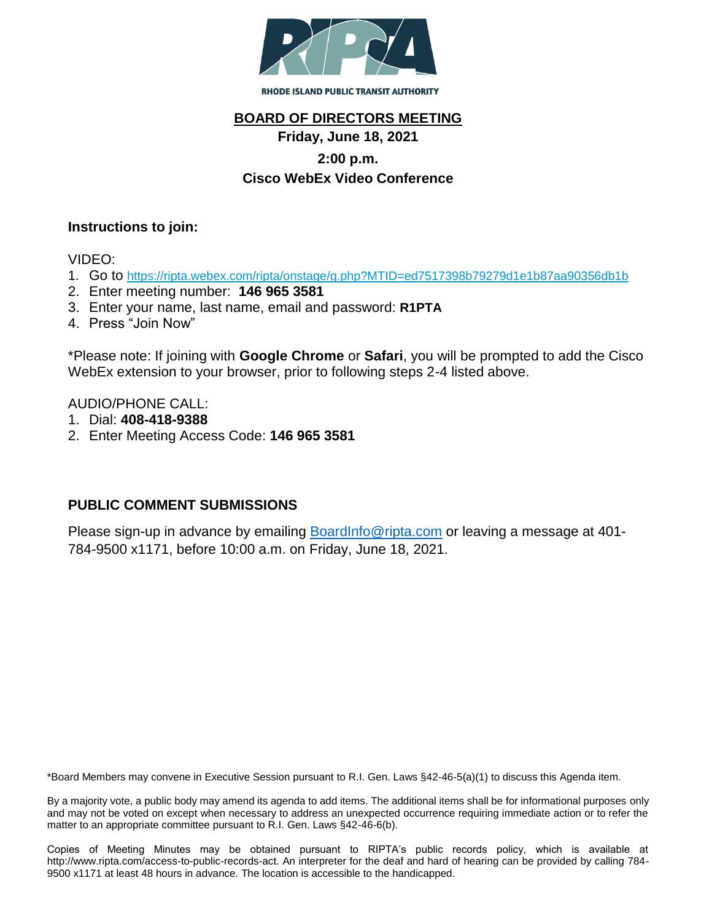RHODE ISLAND PUBLIC TRANSIT AUTHORITY

# BOARD OF DIRECTORS MEETING

**Friday, June 18, 2021**

**2:00 p.m.**

**Cisco WebEx Video Conference**

**Instructions to join:**

VIDEO:

1. Go to https://ripta.webex.com/ripta/onstage/g.php?MTID=ed7517398b79279d1e1b87aa90356db1b
2. Enter meeting number: **146 965 3581**
3. Enter your name, last name, email and password: **R1PTA**
4. Press "Join Now"

*Please note: If joining with **Google Chrome** or **Safari**, you will be prompted to add the Cisco WebEx extension to your browser, prior to following steps 2-4 listed above.

AUDIO/PHONE CALL:

1. Dial: **408-418-9388**
2. Enter Meeting Access Code: **146 965 3581**

## PUBLIC COMMENT SUBMISSIONS

Please sign-up in advance by emailing BoardInfo@ripta.com or leaving a message at 401-784-9500 x1171, before 10:00 a.m. on Friday, June 18, 2021.

*Board Members may convene in Executive Session pursuant to R.I. Gen. Laws §42-46-5(a)(1) to discuss this Agenda item.

By a majority vote, a public body may amend its agenda to add items. The additional items shall be for informational purposes only and may not be voted on except when necessary to address an unexpected occurrence requiring immediate action or to refer the matter to an appropriate committee pursuant to R.I. Gen. Laws §42-46-6(b).

Copies of Meeting Minutes may be obtained pursuant to RIPTA's public records policy, which is available at http://www.ripta.com/access-to-public-records-act. An interpreter for the deaf and hard of hearing can be provided by calling 784-9500 x1171 at least 48 hours in advance. The location is accessible to the handicapped.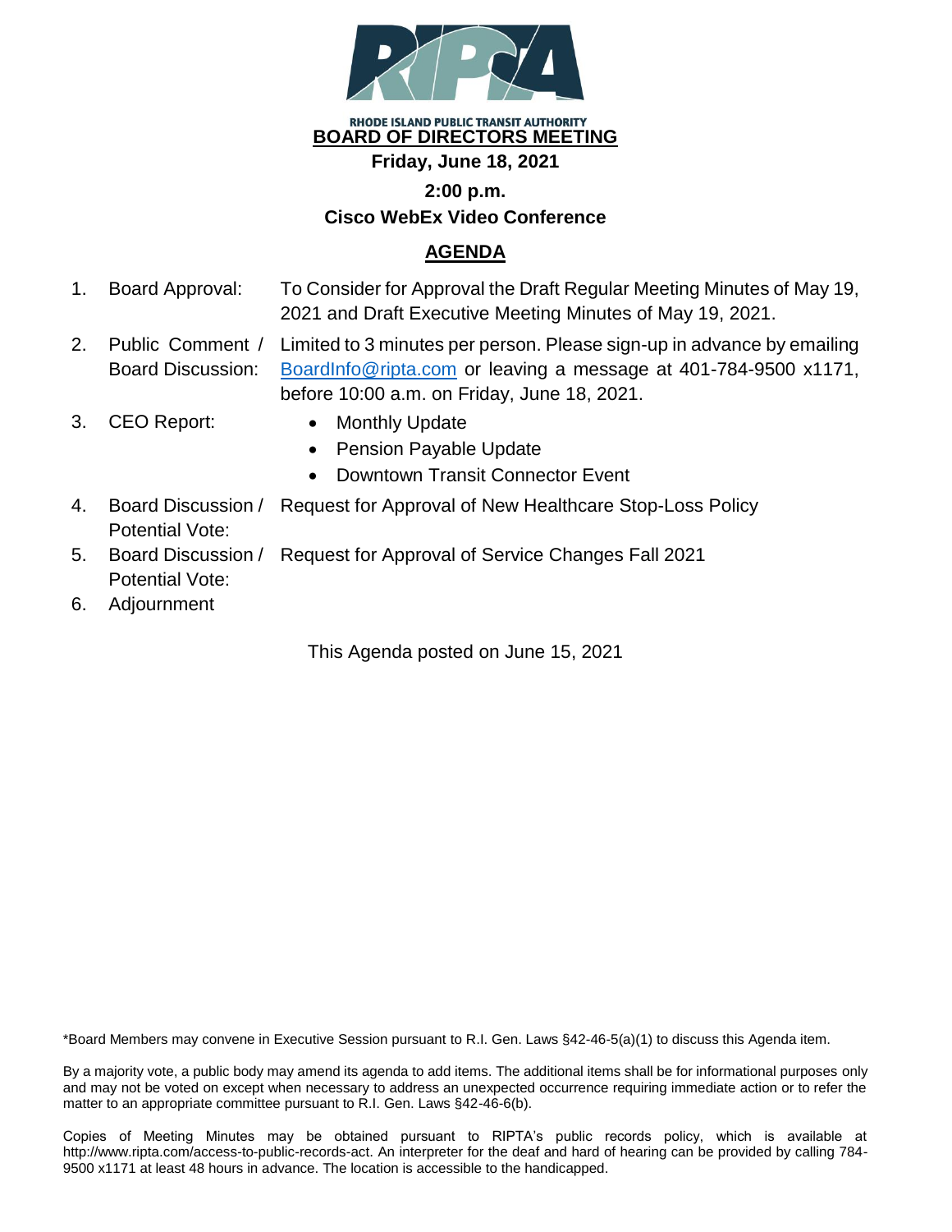RHODE ISLAND PUBLIC TRANSIT AUTHORITY

# BOARD OF DIRECTORS MEETING

**Friday, June 18, 2021**

**2:00 p.m.**

**Cisco WebEx Video Conference**

## AGENDA

1. Board Approval: To Consider for Approval the Draft Regular Meeting Minutes of May 19, 2021 and Draft Executive Meeting Minutes of May 19, 2021.
2. Public Comment / Board Discussion: Limited to 3 minutes per person. Please sign-up in advance by emailing BoardInfo@ripta.com or leaving a message at 401-784-9500 x1171, before 10:00 a.m. on Friday, June 18, 2021.
3. CEO Report:
   - Monthly Update
   - Pension Payable Update
   - Downtown Transit Connector Event
4. Board Discussion / Potential Vote: Request for Approval of New Healthcare Stop-Loss Policy
5. Board Discussion / Potential Vote: Request for Approval of Service Changes Fall 2021
6. Adjournment

This Agenda posted on June 15, 2021

*Board Members may convene in Executive Session pursuant to R.I. Gen. Laws §42-46-5(a)(1) to discuss this Agenda item.

By a majority vote, a public body may amend its agenda to add items. The additional items shall be for informational purposes only and may not be voted on except when necessary to address an unexpected occurrence requiring immediate action or to refer the matter to an appropriate committee pursuant to R.I. Gen. Laws §42-46-6(b).

Copies of Meeting Minutes may be obtained pursuant to RIPTA's public records policy, which is available at http://www.ripta.com/access-to-public-records-act. An interpreter for the deaf and hard of hearing can be provided by calling 784-9500 x1171 at least 48 hours in advance. The location is accessible to the handicapped.